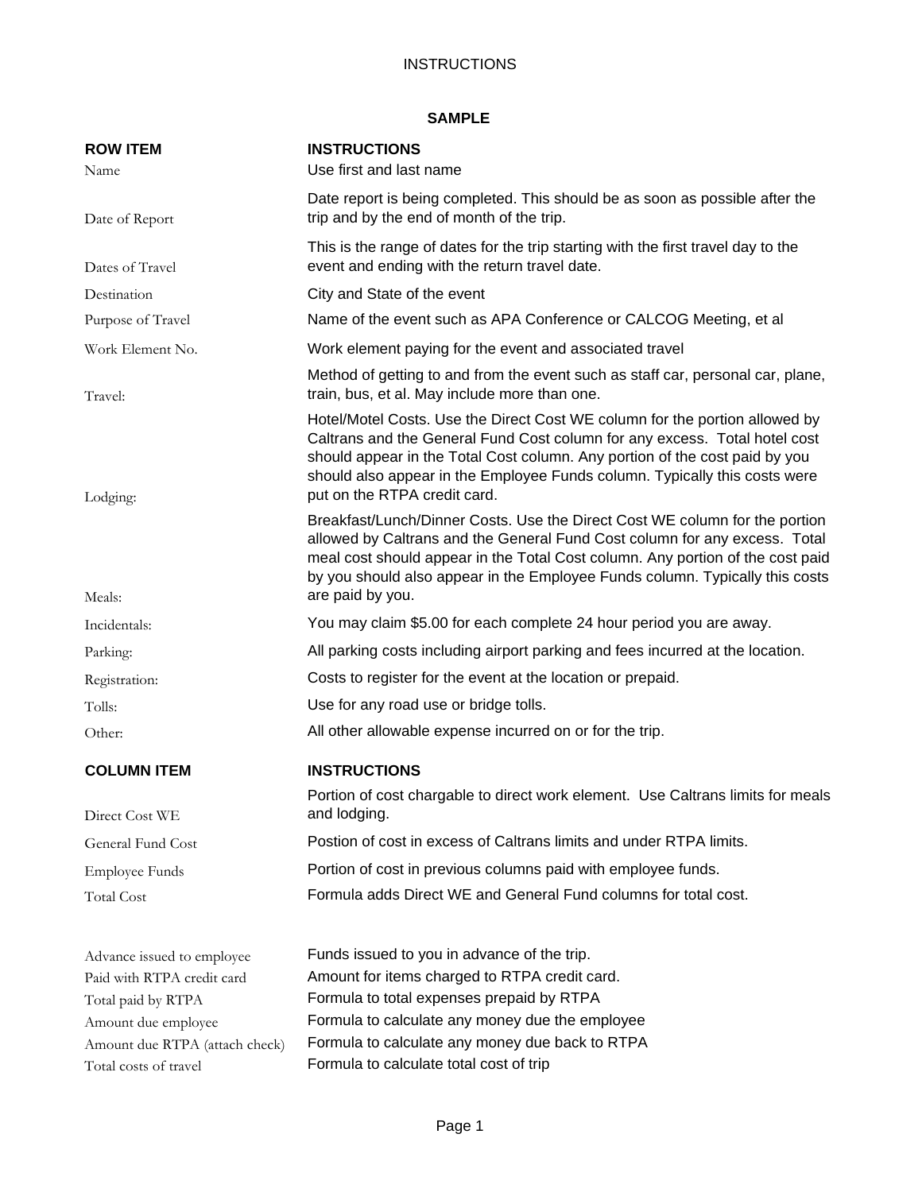INSTRUCTIONS

**SAMPLE**

| ROW ITEM | INSTRUCTIONS |
|---|---|
| Name | Use first and last name |
| Date of Report | Date report is being completed. This should be as soon as possible after the trip and by the end of month of the trip. |
| Dates of Travel | This is the range of dates for the trip starting with the first travel day to the event and ending with the return travel date. |
| Destination | City and State of the event |
| Purpose of Travel | Name of the event such as APA Conference or CALCOG Meeting, et al |
| Work Element No. | Work element paying for the event and associated travel |
| Travel: | Method of getting to and from the event such as staff car, personal car, plane, train, bus, et al. May include more than one. |
| Lodging: | Hotel/Motel Costs. Use the Direct Cost WE column for the portion allowed by Caltrans and the General Fund Cost column for any excess. Total hotel cost should appear in the Total Cost column. Any portion of the cost paid by you should also appear in the Employee Funds column. Typically this costs were put on the RTPA credit card. |
| Meals: | Breakfast/Lunch/Dinner Costs. Use the Direct Cost WE column for the portion allowed by Caltrans and the General Fund Cost column for any excess. Total meal cost should appear in the Total Cost column. Any portion of the cost paid by you should also appear in the Employee Funds column. Typically this costs are paid by you. |
| Incidentals: | You may claim $5.00 for each complete 24 hour period you are away. |
| Parking: | All parking costs including airport parking and fees incurred at the location. |
| Registration: | Costs to register for the event at the location or prepaid. |
| Tolls: | Use for any road use or bridge tolls. |
| Other: | All other allowable expense incurred on or for the trip. |

| COLUMN ITEM | INSTRUCTIONS |
|---|---|
| Direct Cost WE | Portion of cost chargable to direct work element. Use Caltrans limits for meals and lodging. |
| General Fund Cost | Postion of cost in excess of Caltrans limits and under RTPA limits. |
| Employee Funds | Portion of cost in previous columns paid with employee funds. |
| Total Cost | Formula adds Direct WE and General Fund columns for total cost. |

| | |
|---|---|
| Advance issued to employee | Funds issued to you in advance of the trip. |
| Paid with RTPA credit card | Amount for items charged to RTPA credit card. |
| Total paid by RTPA | Formula to total expenses prepaid by RTPA |
| Amount due employee | Formula to calculate any money due the employee |
| Amount due RTPA (attach check) | Formula to calculate any money due back to RTPA |
| Total costs of travel | Formula to calculate total cost of trip |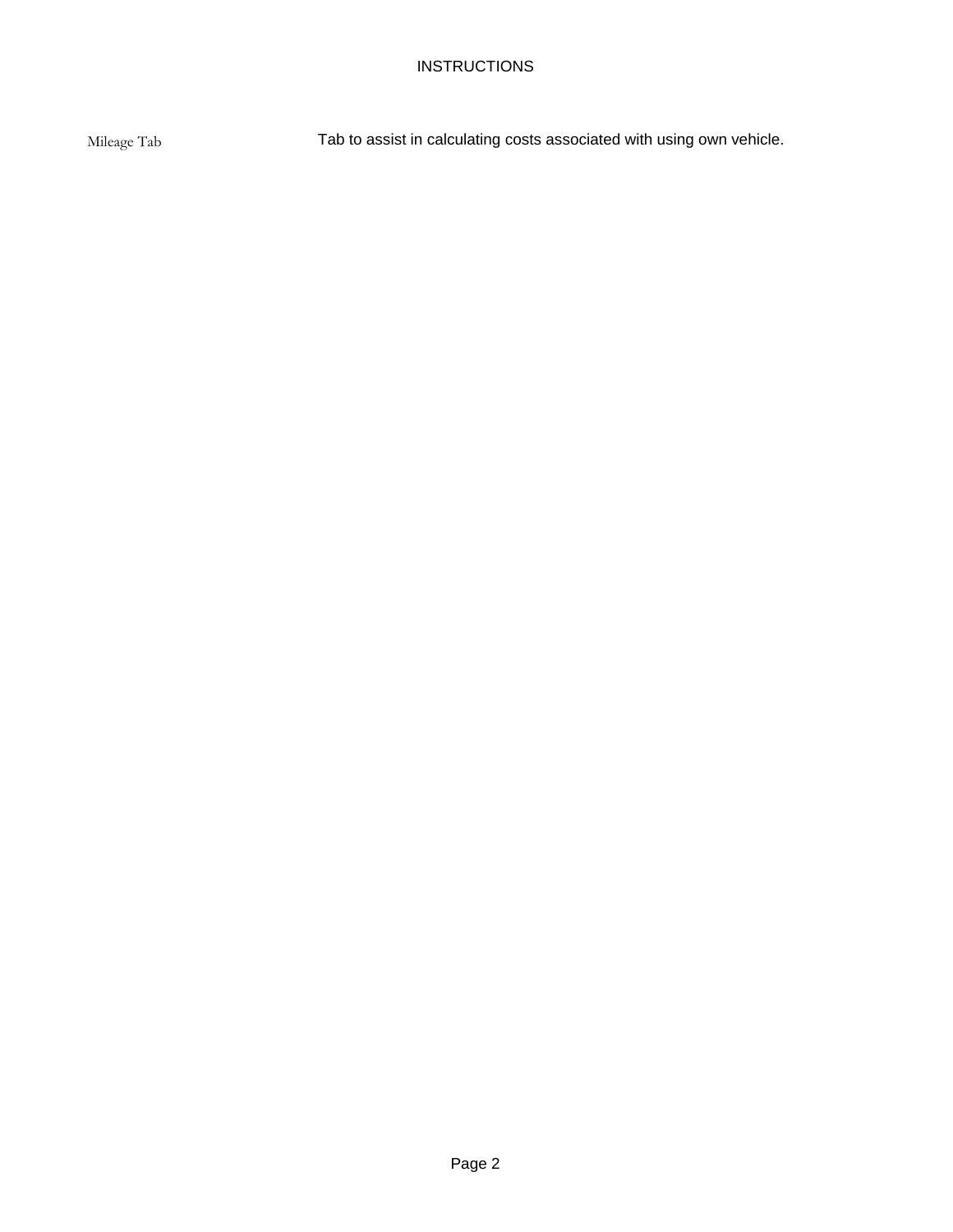# INSTRUCTIONS

| | |
|---|---|
| Mileage Tab | Tab to assist in calculating costs associated with using own vehicle. |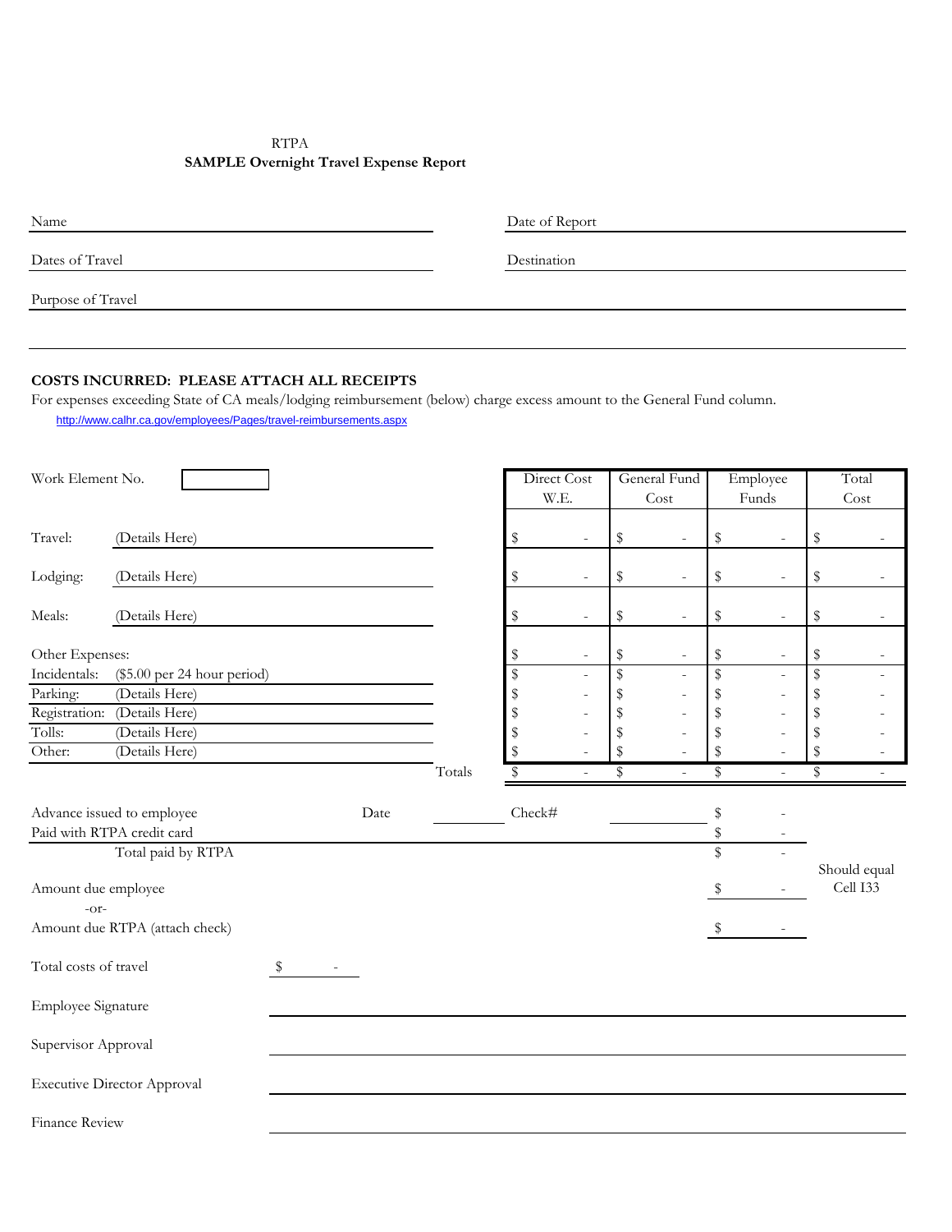RTPA

**SAMPLE Overnight Travel Expense Report**

Name ______________________________ Date of Report ______________________________

Dates of Travel ______________________________ Destination ______________________________

Purpose of Travel ______________________________________________________________

______________________________________________________________

**COSTS INCURRED: PLEASE ATTACH ALL RECEIPTS**

For expenses exceeding State of CA meals/lodging reimbursement (below) charge excess amount to the General Fund column.

http://www.calhr.ca.gov/employees/Pages/travel-reimbursements.aspx

Work Element No. [ ]

| | | | Direct Cost W.E. | General Fund Cost | Employee Funds | Total Cost |
|---|---|---|---|---|---|---|
| Travel: | (Details Here) | | $ - | $ - | $ - | $ - |
| Lodging: | (Details Here) | | $ - | $ - | $ - | $ - |
| Meals: | (Details Here) | | $ - | $ - | $ - | $ - |
| Other Expenses: | | | $ - | $ - | $ - | $ - |
| Incidentals: | ($5.00 per 24 hour period) | | $ - | $ - | $ - | $ - |
| Parking: | (Details Here) | | $ - | $ - | $ - | $ - |
| Registration: | (Details Here) | | $ - | $ - | $ - | $ - |
| Tolls: | (Details Here) | | $ - | $ - | $ - | $ - |
| Other: | (Details Here) | | $ - | $ - | $ - | $ - |
| | | Totals | $ - | $ - | $ - | $ - |

| | | | |
|---|---|---|---|
| Advance issued to employee | Date ________ | Check# ________ | $ - |
| Paid with RTPA credit card | | | $ - |
| Total paid by RTPA | | | $ - |
| Amount due employee | | | $ - (Should equal Cell I33) |
| -or- | | | |
| Amount due RTPA (attach check) | | | $ - |

Total costs of travel $ -

Employee Signature ______________________________

Supervisor Approval ______________________________

Executive Director Approval ______________________________

Finance Review ______________________________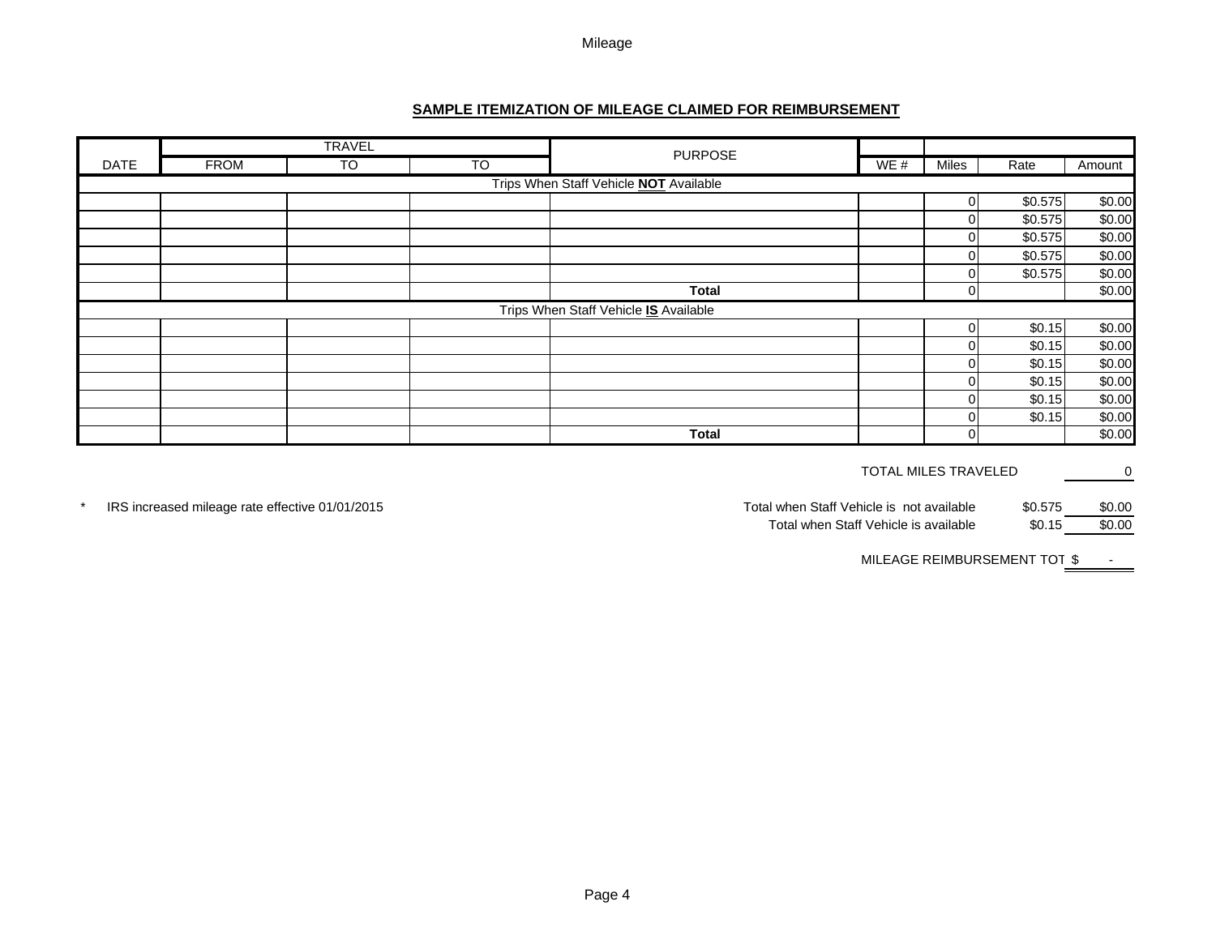## SAMPLE ITEMIZATION OF MILEAGE CLAIMED FOR REIMBURSEMENT

| DATE | TRAVEL FROM | TO | TO | PURPOSE | WE # | Miles | Rate | Amount |
|---|---|---|---|---|---|---|---|---|
| | | | | Trips When Staff Vehicle **NOT** Available | | | | |
| | | | | | | 0 | $0.575 | $0.00 |
| | | | | | | 0 | $0.575 | $0.00 |
| | | | | | | 0 | $0.575 | $0.00 |
| | | | | | | 0 | $0.575 | $0.00 |
| | | | | | | 0 | $0.575 | $0.00 |
| | | | | **Total** | | 0 | | $0.00 |
| | | | | Trips When Staff Vehicle **IS** Available | | | | |
| | | | | | | 0 | $0.15 | $0.00 |
| | | | | | | 0 | $0.15 | $0.00 |
| | | | | | | 0 | $0.15 | $0.00 |
| | | | | | | 0 | $0.15 | $0.00 |
| | | | | | | 0 | $0.15 | $0.00 |
| | | | | | | 0 | $0.15 | $0.00 |
| | | | | **Total** | | 0 | | $0.00 |

TOTAL MILES TRAVELED 0

\* IRS increased mileage rate effective 01/01/2015

| | | |
|---|---|---|
| Total when Staff Vehicle is not available | $0.575 | $0.00 |
| Total when Staff Vehicle is available | $0.15 | $0.00 |

MILEAGE REIMBURSEMENT TOT $ -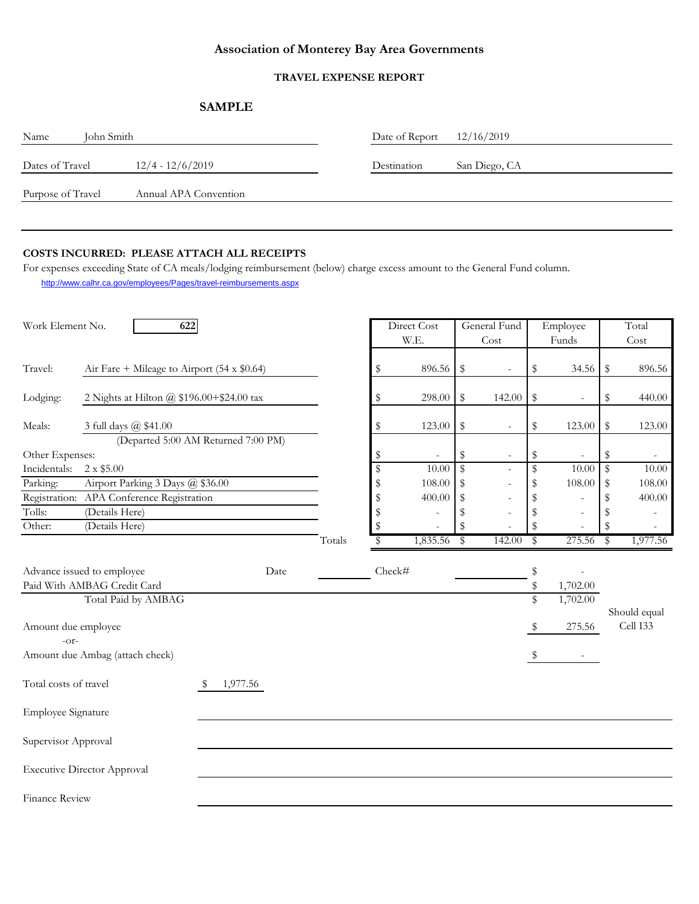# Association of Monterey Bay Area Governments

## TRAVEL EXPENSE REPORT

**SAMPLE**

| | | | |
|---|---|---|---|
| Name | John Smith | Date of Report | 12/16/2019 |
| Dates of Travel | 12/4 - 12/6/2019 | Destination | San Diego, CA |
| Purpose of Travel | Annual APA Convention | | |

**COSTS INCURRED: PLEASE ATTACH ALL RECEIPTS**

For expenses exceeding State of CA meals/lodging reimbursement (below) charge excess amount to the General Fund column.

http://www.calhr.ca.gov/employees/Pages/travel-reimbursements.aspx

Work Element No. **622**

| | | Direct Cost W.E. | General Fund Cost | Employee Funds | Total Cost |
|---|---|---|---|---|---|
| Travel: | Air Fare + Mileage to Airport (54 x $0.64) | $ 896.56 | $ - | $ 34.56 | $ 896.56 |
| Lodging: | 2 Nights at Hilton @ $196.00+$24.00 tax | $ 298.00 | $ 142.00 | $ - | $ 440.00 |
| Meals: | 3 full days @ $41.00 (Departed 5:00 AM Returned 7:00 PM) | $ 123.00 | $ - | $ 123.00 | $ 123.00 |
| Other Expenses: | | $ - | $ - | $ - | $ - |
| Incidentals: | 2 x $5.00 | $ 10.00 | $ - | $ 10.00 | $ 10.00 |
| Parking: | Airport Parking 3 Days @ $36.00 | $ 108.00 | $ - | $ 108.00 | $ 108.00 |
| Registration: | APA Conference Registration | $ 400.00 | $ - | $ - | $ 400.00 |
| Tolls: | (Details Here) | $ - | $ - | $ - | $ - |
| Other: | (Details Here) | $ - | $ - | $ - | $ - |
| | Totals | $ 1,835.56 | $ 142.00 | $ 275.56 | $ 1,977.56 |

| | | |
|---|---|---|
| Advance issued to employee | Date ______ Check# ______ | $ - |
| Paid With AMBAG Credit Card | | $ 1,702.00 |
| Total Paid by AMBAG | | $ 1,702.00 |
| Amount due employee | | $ 275.56 (Should equal Cell I33) |
| -or- | | |
| Amount due Ambag (attach check) | | $ - |

Total costs of travel $ 1,977.56

Employee Signature ______________________

Supervisor Approval ______________________

Executive Director Approval ______________________

Finance Review ______________________